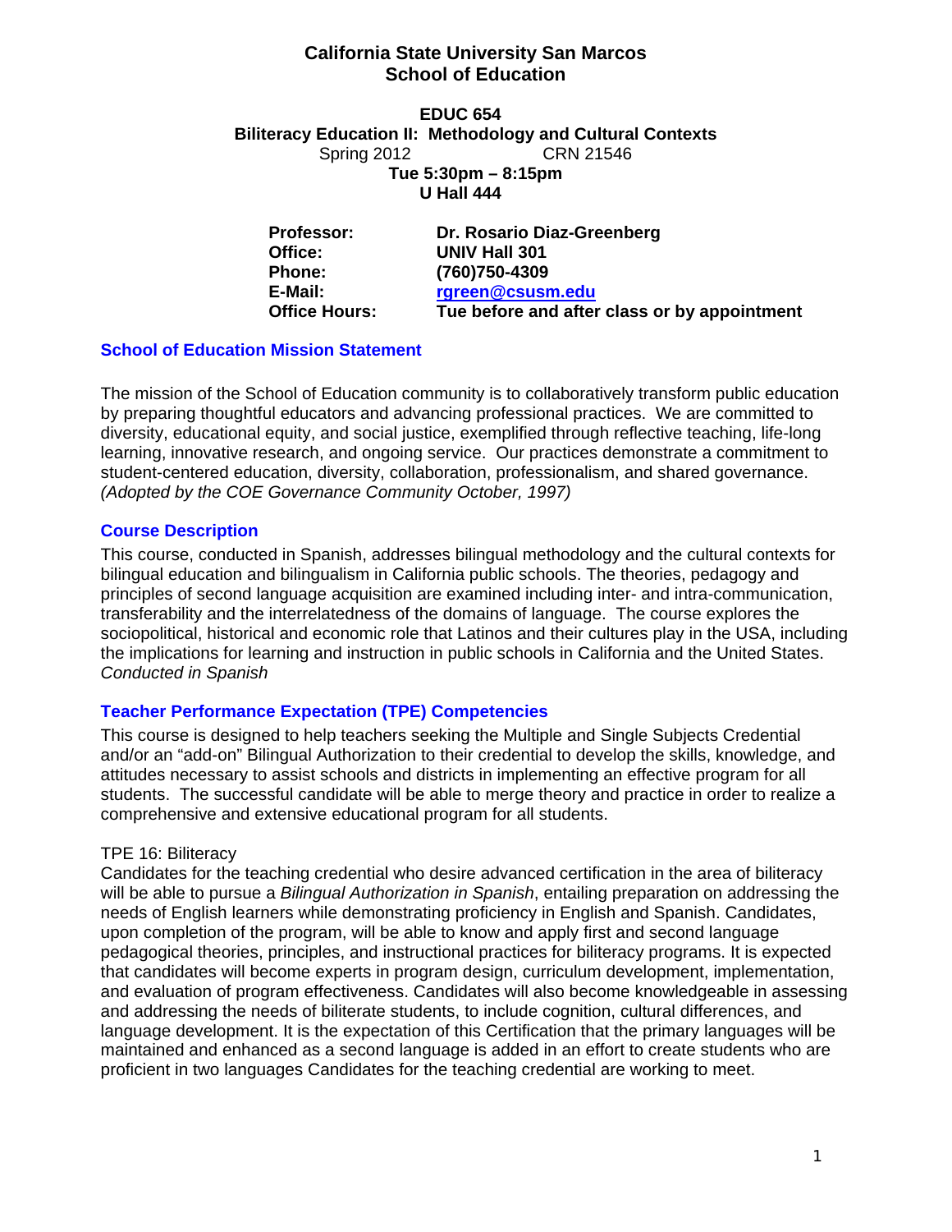# California State University San Marcos
## School of Education

**EDUC 654**
**Biliteracy Education II: Methodology and Cultural Contexts**
Spring 2012 CRN 21546
**Tue 5:30pm – 8:15pm**
**U Hall 444**

| | |
|---|---|
| **Professor:** | **Dr. Rosario Diaz-Greenberg** |
| **Office:** | **UNIV Hall 301** |
| **Phone:** | **(760)750-4309** |
| **E-Mail:** | **rgreen@csusm.edu** |
| **Office Hours:** | **Tue before and after class or by appointment** |

### School of Education Mission Statement

The mission of the School of Education community is to collaboratively transform public education by preparing thoughtful educators and advancing professional practices. We are committed to diversity, educational equity, and social justice, exemplified through reflective teaching, life-long learning, innovative research, and ongoing service. Our practices demonstrate a commitment to student-centered education, diversity, collaboration, professionalism, and shared governance. *(Adopted by the COE Governance Community October, 1997)*

### Course Description

This course, conducted in Spanish, addresses bilingual methodology and the cultural contexts for bilingual education and bilingualism in California public schools. The theories, pedagogy and principles of second language acquisition are examined including inter- and intra-communication, transferability and the interrelatedness of the domains of language. The course explores the sociopolitical, historical and economic role that Latinos and their cultures play in the USA, including the implications for learning and instruction in public schools in California and the United States. *Conducted in Spanish*

### Teacher Performance Expectation (TPE) Competencies

This course is designed to help teachers seeking the Multiple and Single Subjects Credential and/or an "add-on" Bilingual Authorization to their credential to develop the skills, knowledge, and attitudes necessary to assist schools and districts in implementing an effective program for all students. The successful candidate will be able to merge theory and practice in order to realize a comprehensive and extensive educational program for all students.

TPE 16: Biliteracy
Candidates for the teaching credential who desire advanced certification in the area of biliteracy will be able to pursue a *Bilingual Authorization in Spanish*, entailing preparation on addressing the needs of English learners while demonstrating proficiency in English and Spanish. Candidates, upon completion of the program, will be able to know and apply first and second language pedagogical theories, principles, and instructional practices for biliteracy programs. It is expected that candidates will become experts in program design, curriculum development, implementation, and evaluation of program effectiveness. Candidates will also become knowledgeable in assessing and addressing the needs of biliterate students, to include cognition, cultural differences, and language development. It is the expectation of this Certification that the primary languages will be maintained and enhanced as a second language is added in an effort to create students who are proficient in two languages Candidates for the teaching credential are working to meet.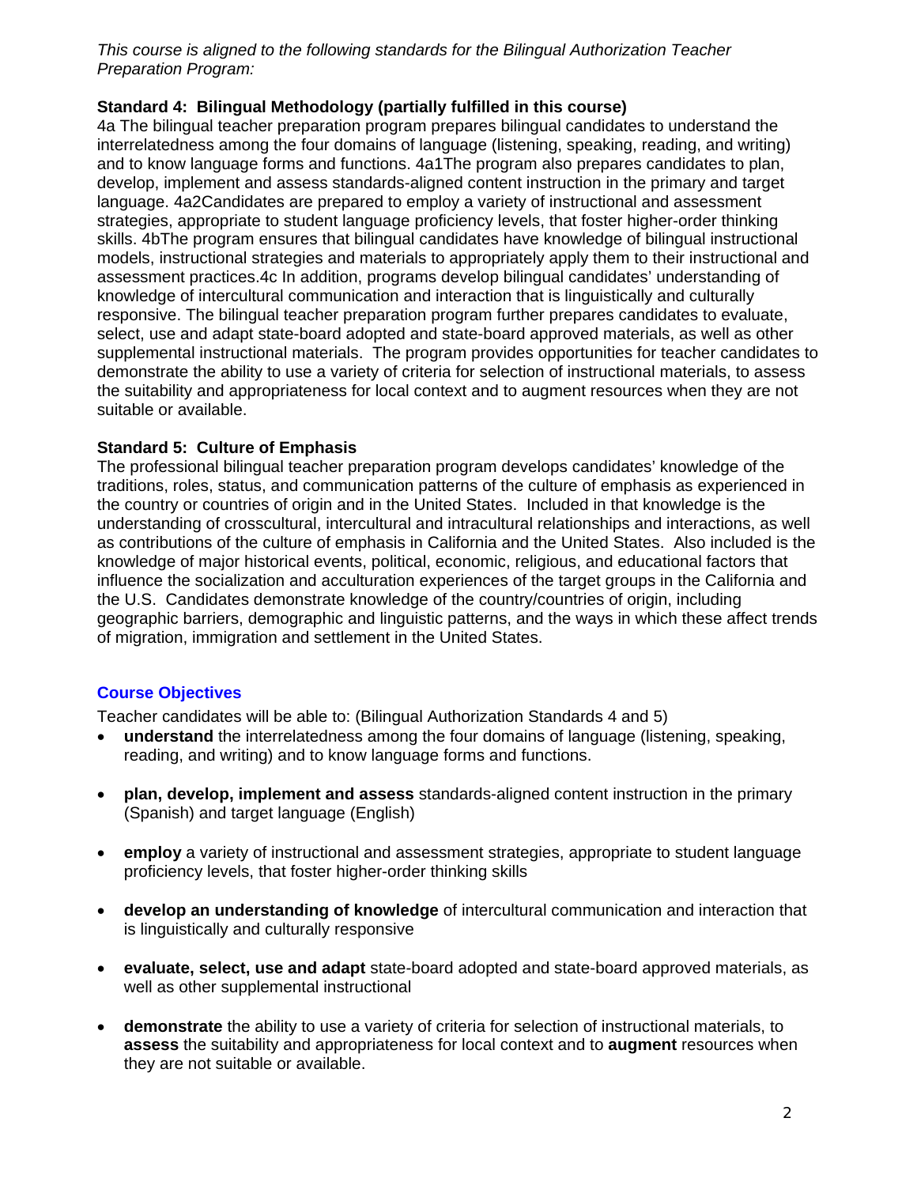*This course is aligned to the following standards for the Bilingual Authorization Teacher Preparation Program:*

**Standard 4: Bilingual Methodology (partially fulfilled in this course)**
4a The bilingual teacher preparation program prepares bilingual candidates to understand the interrelatedness among the four domains of language (listening, speaking, reading, and writing) and to know language forms and functions. 4a1The program also prepares candidates to plan, develop, implement and assess standards-aligned content instruction in the primary and target language. 4a2Candidates are prepared to employ a variety of instructional and assessment strategies, appropriate to student language proficiency levels, that foster higher-order thinking skills. 4bThe program ensures that bilingual candidates have knowledge of bilingual instructional models, instructional strategies and materials to appropriately apply them to their instructional and assessment practices.4c In addition, programs develop bilingual candidates' understanding of knowledge of intercultural communication and interaction that is linguistically and culturally responsive. The bilingual teacher preparation program further prepares candidates to evaluate, select, use and adapt state-board adopted and state-board approved materials, as well as other supplemental instructional materials. The program provides opportunities for teacher candidates to demonstrate the ability to use a variety of criteria for selection of instructional materials, to assess the suitability and appropriateness for local context and to augment resources when they are not suitable or available.

**Standard 5: Culture of Emphasis**
The professional bilingual teacher preparation program develops candidates' knowledge of the traditions, roles, status, and communication patterns of the culture of emphasis as experienced in the country or countries of origin and in the United States. Included in that knowledge is the understanding of crosscultural, intercultural and intracultural relationships and interactions, as well as contributions of the culture of emphasis in California and the United States. Also included is the knowledge of major historical events, political, economic, religious, and educational factors that influence the socialization and acculturation experiences of the target groups in the California and the U.S. Candidates demonstrate knowledge of the country/countries of origin, including geographic barriers, demographic and linguistic patterns, and the ways in which these affect trends of migration, immigration and settlement in the United States.

## Course Objectives

Teacher candidates will be able to: (Bilingual Authorization Standards 4 and 5)

- **understand** the interrelatedness among the four domains of language (listening, speaking, reading, and writing) and to know language forms and functions.
- **plan, develop, implement and assess** standards-aligned content instruction in the primary (Spanish) and target language (English)
- **employ** a variety of instructional and assessment strategies, appropriate to student language proficiency levels, that foster higher-order thinking skills
- **develop an understanding of knowledge** of intercultural communication and interaction that is linguistically and culturally responsive
- **evaluate, select, use and adapt** state-board adopted and state-board approved materials, as well as other supplemental instructional
- **demonstrate** the ability to use a variety of criteria for selection of instructional materials, to **assess** the suitability and appropriateness for local context and to **augment** resources when they are not suitable or available.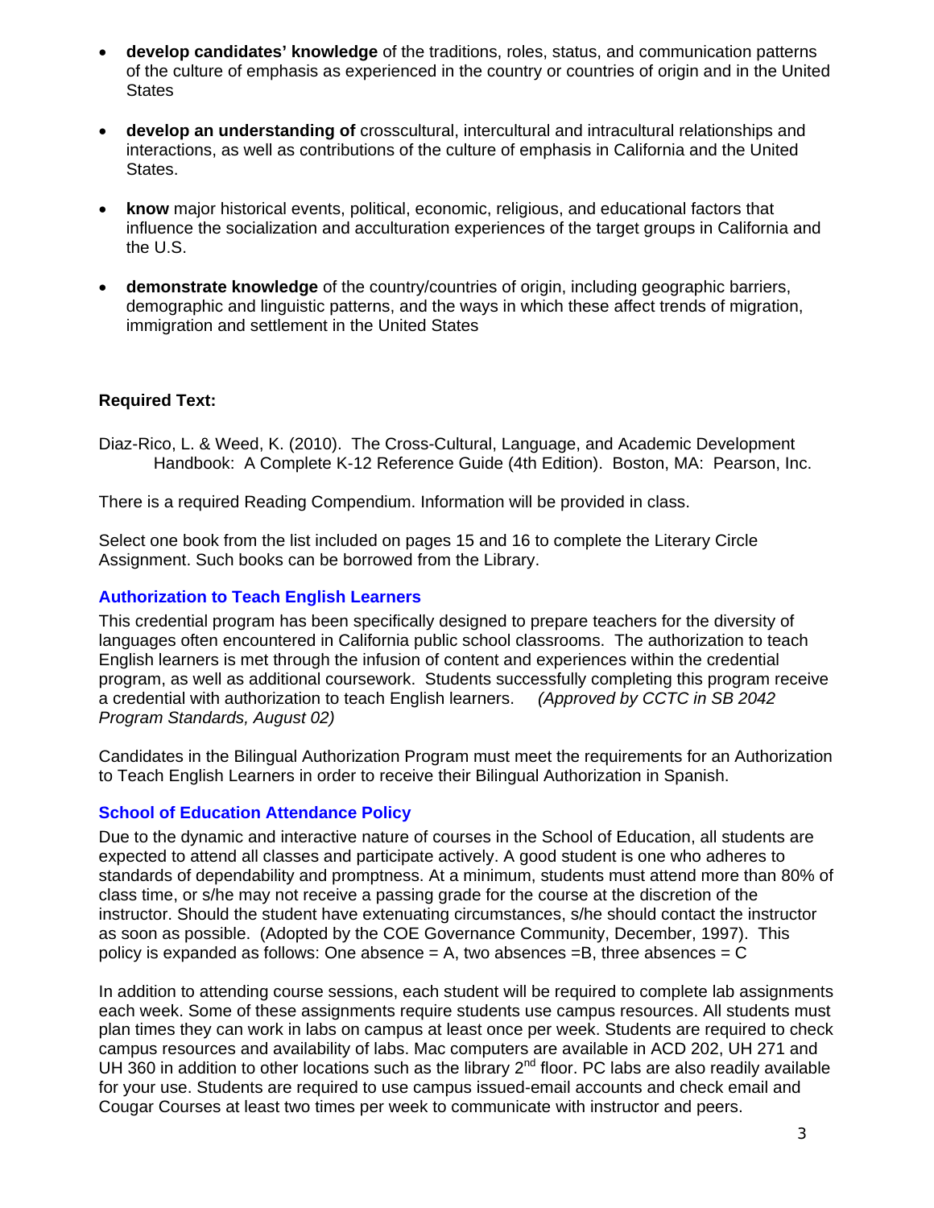- **develop candidates' knowledge** of the traditions, roles, status, and communication patterns of the culture of emphasis as experienced in the country or countries of origin and in the United States

- **develop an understanding of** crosscultural, intercultural and intracultural relationships and interactions, as well as contributions of the culture of emphasis in California and the United States.

- **know** major historical events, political, economic, religious, and educational factors that influence the socialization and acculturation experiences of the target groups in California and the U.S.

- **demonstrate knowledge** of the country/countries of origin, including geographic barriers, demographic and linguistic patterns, and the ways in which these affect trends of migration, immigration and settlement in the United States

**Required Text:**

Diaz-Rico, L. & Weed, K. (2010). The Cross-Cultural, Language, and Academic Development Handbook: A Complete K-12 Reference Guide (4th Edition). Boston, MA: Pearson, Inc.

There is a required Reading Compendium. Information will be provided in class.

Select one book from the list included on pages 15 and 16 to complete the Literary Circle Assignment. Such books can be borrowed from the Library.

### Authorization to Teach English Learners

This credential program has been specifically designed to prepare teachers for the diversity of languages often encountered in California public school classrooms. The authorization to teach English learners is met through the infusion of content and experiences within the credential program, as well as additional coursework. Students successfully completing this program receive a credential with authorization to teach English learners. *(Approved by CCTC in SB 2042 Program Standards, August 02)*

Candidates in the Bilingual Authorization Program must meet the requirements for an Authorization to Teach English Learners in order to receive their Bilingual Authorization in Spanish.

### School of Education Attendance Policy

Due to the dynamic and interactive nature of courses in the School of Education, all students are expected to attend all classes and participate actively. A good student is one who adheres to standards of dependability and promptness. At a minimum, students must attend more than 80% of class time, or s/he may not receive a passing grade for the course at the discretion of the instructor. Should the student have extenuating circumstances, s/he should contact the instructor as soon as possible. (Adopted by the COE Governance Community, December, 1997). This policy is expanded as follows: One absence = A, two absences =B, three absences = C

In addition to attending course sessions, each student will be required to complete lab assignments each week. Some of these assignments require students use campus resources. All students must plan times they can work in labs on campus at least once per week. Students are required to check campus resources and availability of labs. Mac computers are available in ACD 202, UH 271 and UH 360 in addition to other locations such as the library 2nd floor. PC labs are also readily available for your use. Students are required to use campus issued-email accounts and check email and Cougar Courses at least two times per week to communicate with instructor and peers.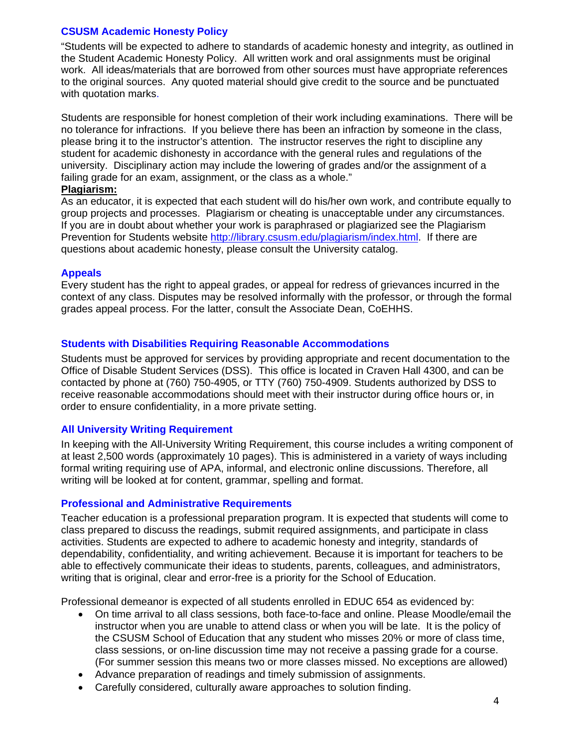### CSUSM Academic Honesty Policy

"Students will be expected to adhere to standards of academic honesty and integrity, as outlined in the Student Academic Honesty Policy. All written work and oral assignments must be original work. All ideas/materials that are borrowed from other sources must have appropriate references to the original sources. Any quoted material should give credit to the source and be punctuated with quotation marks.

Students are responsible for honest completion of their work including examinations. There will be no tolerance for infractions. If you believe there has been an infraction by someone in the class, please bring it to the instructor's attention. The instructor reserves the right to discipline any student for academic dishonesty in accordance with the general rules and regulations of the university. Disciplinary action may include the lowering of grades and/or the assignment of a failing grade for an exam, assignment, or the class as a whole."

**Plagiarism:**

As an educator, it is expected that each student will do his/her own work, and contribute equally to group projects and processes. Plagiarism or cheating is unacceptable under any circumstances. If you are in doubt about whether your work is paraphrased or plagiarized see the Plagiarism Prevention for Students website [http://library.csusm.edu/plagiarism/index.html](http://library.csusm.edu/plagiarism/index.html). If there are questions about academic honesty, please consult the University catalog.

### Appeals

Every student has the right to appeal grades, or appeal for redress of grievances incurred in the context of any class. Disputes may be resolved informally with the professor, or through the formal grades appeal process. For the latter, consult the Associate Dean, CoEHHS.

### Students with Disabilities Requiring Reasonable Accommodations

Students must be approved for services by providing appropriate and recent documentation to the Office of Disable Student Services (DSS). This office is located in Craven Hall 4300, and can be contacted by phone at (760) 750-4905, or TTY (760) 750-4909. Students authorized by DSS to receive reasonable accommodations should meet with their instructor during office hours or, in order to ensure confidentiality, in a more private setting.

### All University Writing Requirement

In keeping with the All-University Writing Requirement, this course includes a writing component of at least 2,500 words (approximately 10 pages). This is administered in a variety of ways including formal writing requiring use of APA, informal, and electronic online discussions. Therefore, all writing will be looked at for content, grammar, spelling and format.

### Professional and Administrative Requirements

Teacher education is a professional preparation program. It is expected that students will come to class prepared to discuss the readings, submit required assignments, and participate in class activities. Students are expected to adhere to academic honesty and integrity, standards of dependability, confidentiality, and writing achievement. Because it is important for teachers to be able to effectively communicate their ideas to students, parents, colleagues, and administrators, writing that is original, clear and error-free is a priority for the School of Education.

Professional demeanor is expected of all students enrolled in EDUC 654 as evidenced by:

- On time arrival to all class sessions, both face-to-face and online. Please Moodle/email the instructor when you are unable to attend class or when you will be late. It is the policy of the CSUSM School of Education that any student who misses 20% or more of class time, class sessions, or on-line discussion time may not receive a passing grade for a course. (For summer session this means two or more classes missed. No exceptions are allowed)
- Advance preparation of readings and timely submission of assignments.
- Carefully considered, culturally aware approaches to solution finding.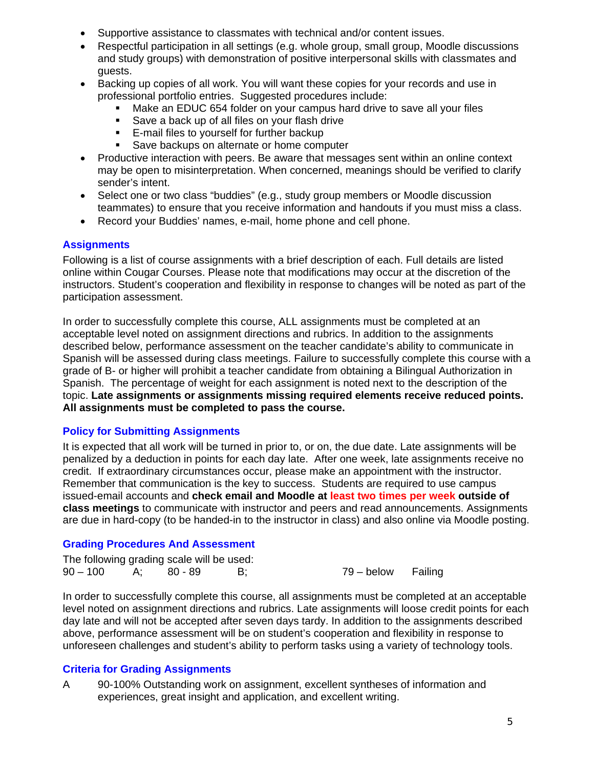- Supportive assistance to classmates with technical and/or content issues.
- Respectful participation in all settings (e.g. whole group, small group, Moodle discussions and study groups) with demonstration of positive interpersonal skills with classmates and guests.
- Backing up copies of all work. You will want these copies for your records and use in professional portfolio entries. Suggested procedures include:
    - Make an EDUC 654 folder on your campus hard drive to save all your files
    - Save a back up of all files on your flash drive
    - E-mail files to yourself for further backup
    - Save backups on alternate or home computer
- Productive interaction with peers. Be aware that messages sent within an online context may be open to misinterpretation. When concerned, meanings should be verified to clarify sender's intent.
- Select one or two class "buddies" (e.g., study group members or Moodle discussion teammates) to ensure that you receive information and handouts if you must miss a class.
- Record your Buddies' names, e-mail, home phone and cell phone.

### Assignments

Following is a list of course assignments with a brief description of each. Full details are listed online within Cougar Courses. Please note that modifications may occur at the discretion of the instructors. Student's cooperation and flexibility in response to changes will be noted as part of the participation assessment.

In order to successfully complete this course, ALL assignments must be completed at an acceptable level noted on assignment directions and rubrics. In addition to the assignments described below, performance assessment on the teacher candidate's ability to communicate in Spanish will be assessed during class meetings. Failure to successfully complete this course with a grade of B- or higher will prohibit a teacher candidate from obtaining a Bilingual Authorization in Spanish. The percentage of weight for each assignment is noted next to the description of the topic. **Late assignments or assignments missing required elements receive reduced points. All assignments must be completed to pass the course.**

### Policy for Submitting Assignments

It is expected that all work will be turned in prior to, or on, the due date. Late assignments will be penalized by a deduction in points for each day late. After one week, late assignments receive no credit. If extraordinary circumstances occur, please make an appointment with the instructor. Remember that communication is the key to success. Students are required to use campus issued-email accounts and **check email and Moodle at least two times per week outside of class meetings** to communicate with instructor and peers and read announcements. Assignments are due in hard-copy (to be handed-in to the instructor in class) and also online via Moodle posting.

### Grading Procedures And Assessment

The following grading scale will be used:

| | | | | | |
|---|---|---|---|---|---|
| 90 – 100 | A; | 80 - 89 | B; | 79 – below | Failing |

In order to successfully complete this course, all assignments must be completed at an acceptable level noted on assignment directions and rubrics. Late assignments will loose credit points for each day late and will not be accepted after seven days tardy. In addition to the assignments described above, performance assessment will be on student's cooperation and flexibility in response to unforeseen challenges and student's ability to perform tasks using a variety of technology tools.

### Criteria for Grading Assignments

A 90-100% Outstanding work on assignment, excellent syntheses of information and experiences, great insight and application, and excellent writing.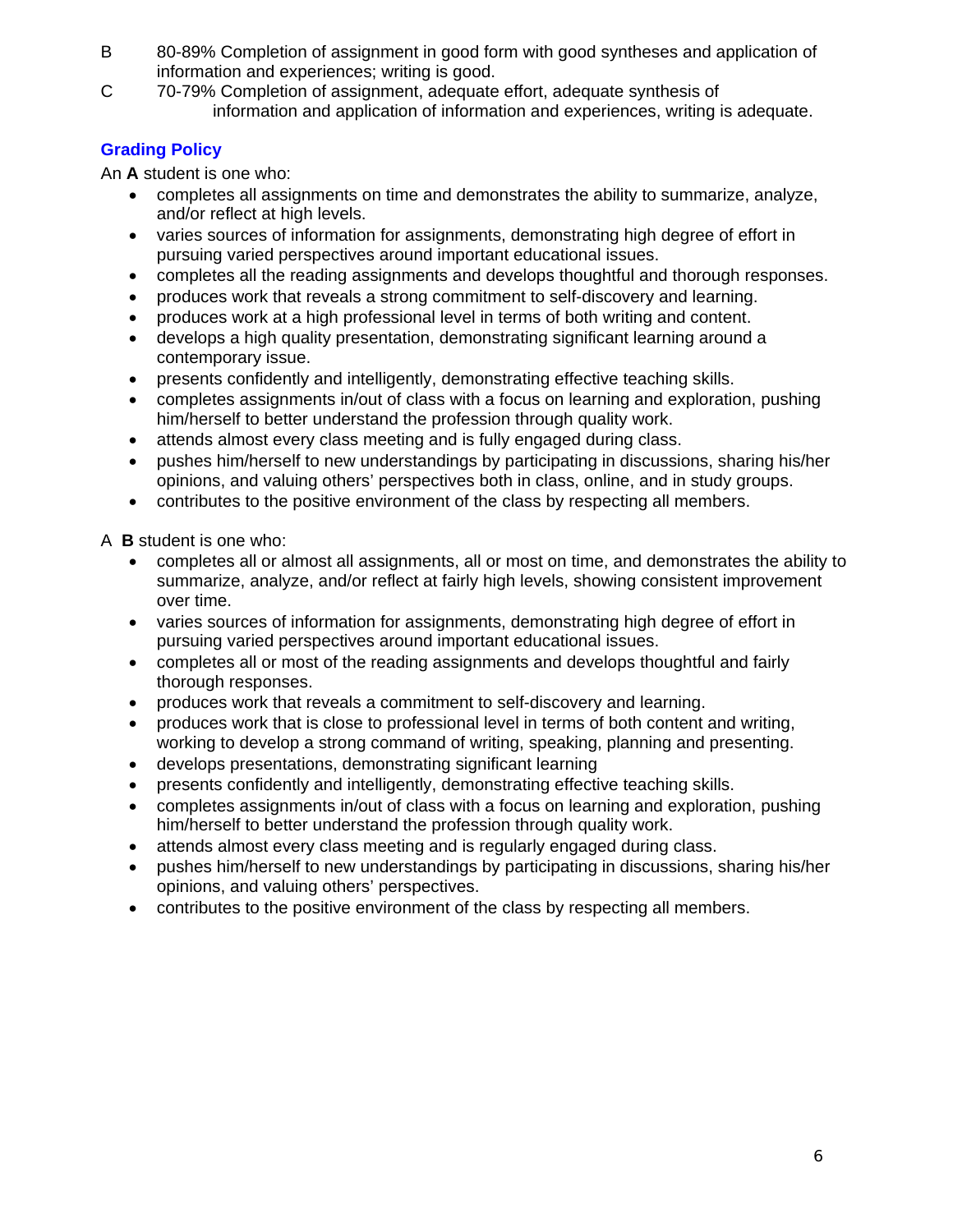B 80-89% Completion of assignment in good form with good syntheses and application of information and experiences; writing is good.

C 70-79% Completion of assignment, adequate effort, adequate synthesis of information and application of information and experiences, writing is adequate.

## Grading Policy

An **A** student is one who:

- completes all assignments on time and demonstrates the ability to summarize, analyze, and/or reflect at high levels.
- varies sources of information for assignments, demonstrating high degree of effort in pursuing varied perspectives around important educational issues.
- completes all the reading assignments and develops thoughtful and thorough responses.
- produces work that reveals a strong commitment to self-discovery and learning.
- produces work at a high professional level in terms of both writing and content.
- develops a high quality presentation, demonstrating significant learning around a contemporary issue.
- presents confidently and intelligently, demonstrating effective teaching skills.
- completes assignments in/out of class with a focus on learning and exploration, pushing him/herself to better understand the profession through quality work.
- attends almost every class meeting and is fully engaged during class.
- pushes him/herself to new understandings by participating in discussions, sharing his/her opinions, and valuing others' perspectives both in class, online, and in study groups.
- contributes to the positive environment of the class by respecting all members.

A **B** student is one who:

- completes all or almost all assignments, all or most on time, and demonstrates the ability to summarize, analyze, and/or reflect at fairly high levels, showing consistent improvement over time.
- varies sources of information for assignments, demonstrating high degree of effort in pursuing varied perspectives around important educational issues.
- completes all or most of the reading assignments and develops thoughtful and fairly thorough responses.
- produces work that reveals a commitment to self-discovery and learning.
- produces work that is close to professional level in terms of both content and writing, working to develop a strong command of writing, speaking, planning and presenting.
- develops presentations, demonstrating significant learning
- presents confidently and intelligently, demonstrating effective teaching skills.
- completes assignments in/out of class with a focus on learning and exploration, pushing him/herself to better understand the profession through quality work.
- attends almost every class meeting and is regularly engaged during class.
- pushes him/herself to new understandings by participating in discussions, sharing his/her opinions, and valuing others' perspectives.
- contributes to the positive environment of the class by respecting all members.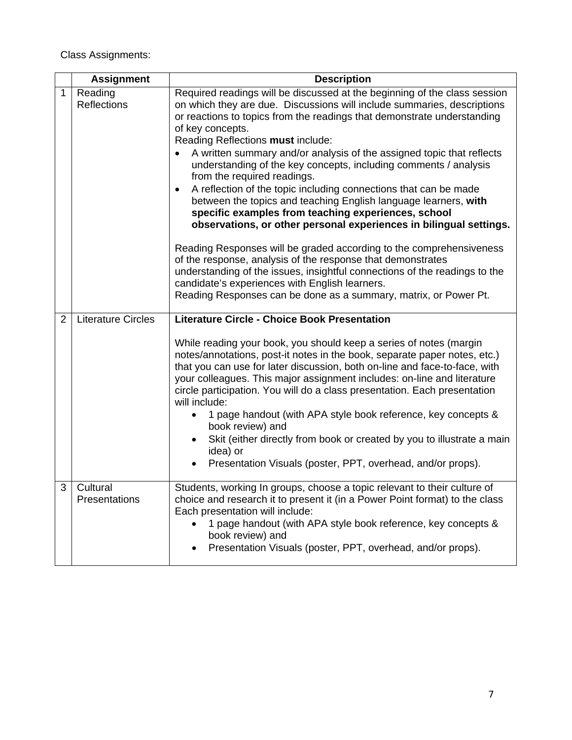Class Assignments:

| | Assignment | Description |
|---|---|---|
| 1 | Reading Reflections | Required readings will be discussed at the beginning of the class session on which they are due. Discussions will include summaries, descriptions or reactions to topics from the readings that demonstrate understanding of key concepts.<br>Reading Reflections **must** include:<br>• A written summary and/or analysis of the assigned topic that reflects understanding of the key concepts, including comments / analysis from the required readings.<br>• A reflection of the topic including connections that can be made between the topics and teaching English language learners, **with specific examples from teaching experiences, school observations, or other personal experiences in bilingual settings.**<br><br>Reading Responses will be graded according to the comprehensiveness of the response, analysis of the response that demonstrates understanding of the issues, insightful connections of the readings to the candidate's experiences with English learners.<br>Reading Responses can be done as a summary, matrix, or Power Pt. |
| 2 | Literature Circles | **Literature Circle - Choice Book Presentation**<br><br>While reading your book, you should keep a series of notes (margin notes/annotations, post-it notes in the book, separate paper notes, etc.) that you can use for later discussion, both on-line and face-to-face, with your colleagues. This major assignment includes: on-line and literature circle participation. You will do a class presentation. Each presentation will include:<br>• 1 page handout (with APA style book reference, key concepts & book review) and<br>• Skit (either directly from book or created by you to illustrate a main idea) or<br>• Presentation Visuals (poster, PPT, overhead, and/or props). |
| 3 | Cultural Presentations | Students, working In groups, choose a topic relevant to their culture of choice and research it to present it (in a Power Point format) to the class Each presentation will include:<br>• 1 page handout (with APA style book reference, key concepts & book review) and<br>• Presentation Visuals (poster, PPT, overhead, and/or props). |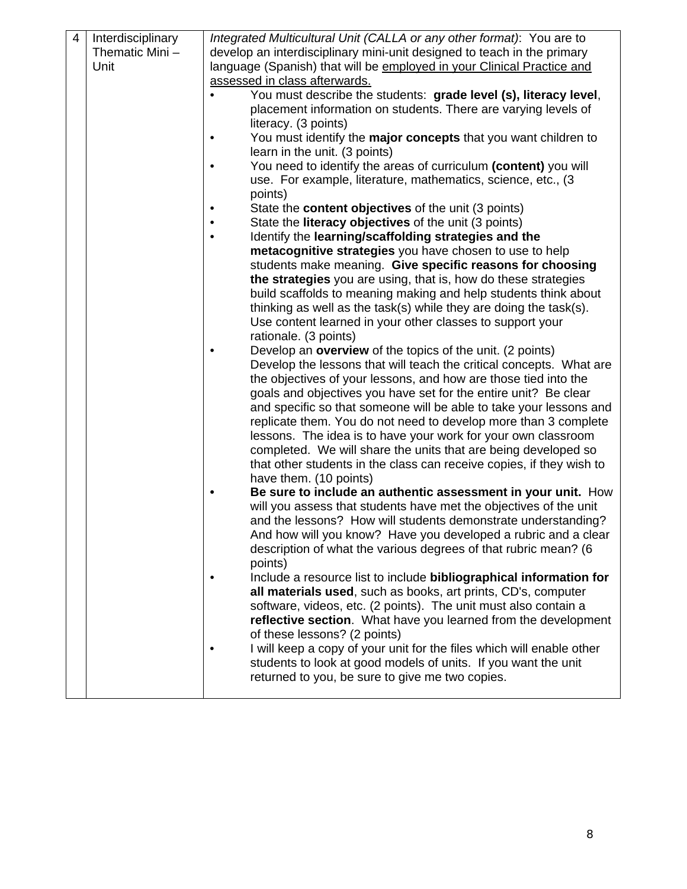| | | |
|---|---|---|
| 4 | Interdisciplinary Thematic Mini – Unit | *Integrated Multicultural Unit (CALLA or any other format)*: You are to develop an interdisciplinary mini-unit designed to teach in the primary language (Spanish) that will be <u>employed in your Clinical Practice and assessed in class afterwards.</u><br>• You must describe the students: **grade level (s), literacy level**, placement information on students. There are varying levels of literacy. (3 points)<br>• You must identify the **major concepts** that you want children to learn in the unit. (3 points)<br>• You need to identify the areas of curriculum **(content)** you will use. For example, literature, mathematics, science, etc., (3 points)<br>• State the **content objectives** of the unit (3 points)<br>• State the **literacy objectives** of the unit (3 points)<br>• Identify the **learning/scaffolding strategies and the metacognitive strategies** you have chosen to use to help students make meaning. **Give specific reasons for choosing the strategies** you are using, that is, how do these strategies build scaffolds to meaning making and help students think about thinking as well as the task(s) while they are doing the task(s). Use content learned in your other classes to support your rationale. (3 points)<br>• Develop an **overview** of the topics of the unit. (2 points) Develop the lessons that will teach the critical concepts. What are the objectives of your lessons, and how are those tied into the goals and objectives you have set for the entire unit? Be clear and specific so that someone will be able to take your lessons and replicate them. You do not need to develop more than 3 complete lessons. The idea is to have your work for your own classroom completed. We will share the units that are being developed so that other students in the class can receive copies, if they wish to have them. (10 points)<br>• **Be sure to include an authentic assessment in your unit.** How will you assess that students have met the objectives of the unit and the lessons? How will students demonstrate understanding? And how will you know? Have you developed a rubric and a clear description of what the various degrees of that rubric mean? (6 points)<br>• Include a resource list to include **bibliographical information for all materials used**, such as books, art prints, CD's, computer software, videos, etc. (2 points). The unit must also contain a **reflective section**. What have you learned from the development of these lessons? (2 points)<br>• I will keep a copy of your unit for the files which will enable other students to look at good models of units. If you want the unit returned to you, be sure to give me two copies. |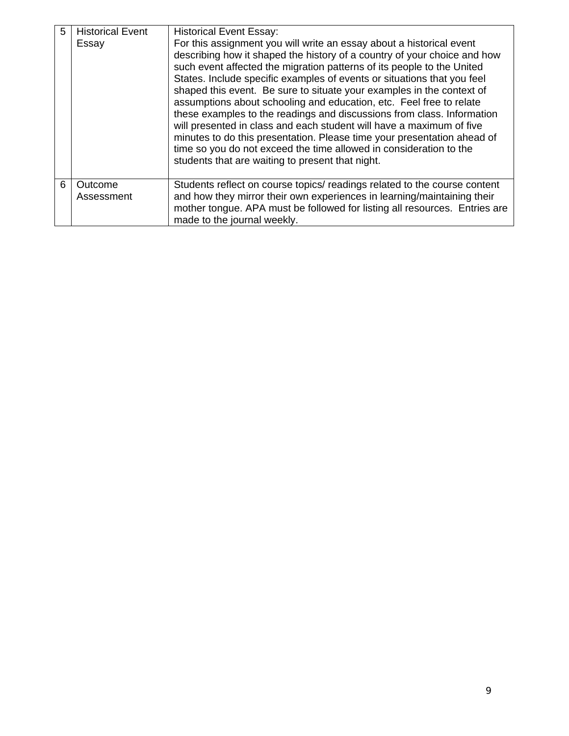| 5 | Historical Event Essay | Historical Event Essay:<br>For this assignment you will write an essay about a historical event describing how it shaped the history of a country of your choice and how such event affected the migration patterns of its people to the United States. Include specific examples of events or situations that you feel shaped this event. Be sure to situate your examples in the context of assumptions about schooling and education, etc. Feel free to relate these examples to the readings and discussions from class. Information will presented in class and each student will have a maximum of five minutes to do this presentation. Please time your presentation ahead of time so you do not exceed the time allowed in consideration to the students that are waiting to present that night. |
|---|---|---|
| 6 | Outcome Assessment | Students reflect on course topics/ readings related to the course content and how they mirror their own experiences in learning/maintaining their mother tongue. APA must be followed for listing all resources. Entries are made to the journal weekly. |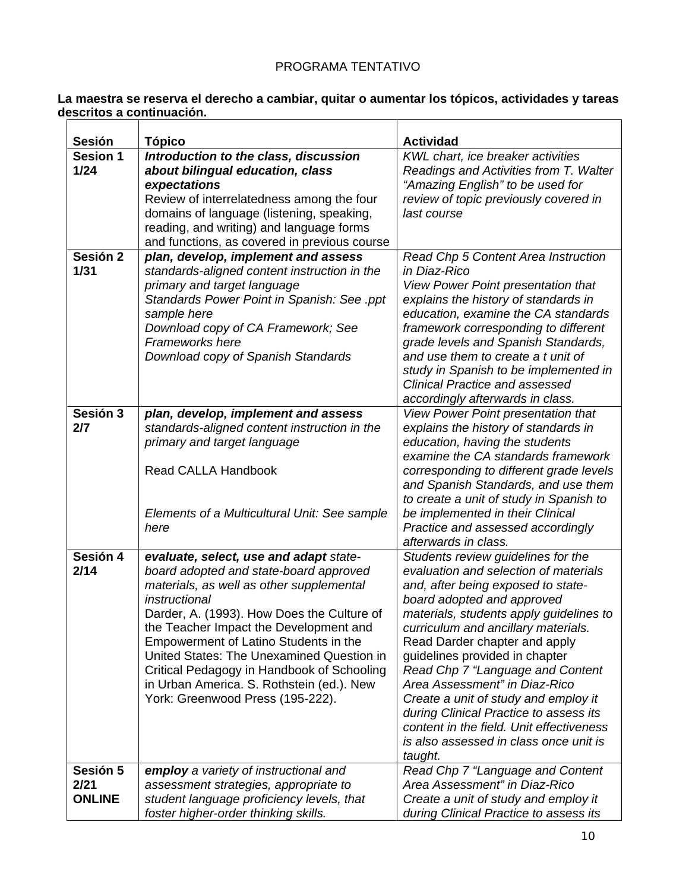PROGRAMA TENTATIVO

**La maestra se reserva el derecho a cambiar, quitar o aumentar los tópicos, actividades y tareas descritos a continuación.**

| Sesión | Tópico | Actividad |
|---|---|---|
| **Sesion 1 1/24** | ***Introduction to the class, discussion about bilingual education, class expectations*** Review of interrelatedness among the four domains of language (listening, speaking, reading, and writing) and language forms and functions, as covered in previous course | *KWL chart, ice breaker activities Readings and Activities from T. Walter "Amazing English" to be used for review of topic previously covered in last course* |
| **Sesión 2 1/31** | ***plan, develop, implement and assess*** *standards-aligned content instruction in the primary and target language* *Standards Power Point in Spanish: See .ppt sample here* *Download copy of CA Framework; See Frameworks here* *Download copy of Spanish Standards* | *Read Chp 5 Content Area Instruction in Diaz-Rico* *View Power Point presentation that explains the history of standards in education, examine the CA standards framework corresponding to different grade levels and Spanish Standards, and use them to create a t unit of study in Spanish to be implemented in Clinical Practice and assessed accordingly afterwards in class.* |
| **Sesión 3 2/7** | ***plan, develop, implement and assess*** *standards-aligned content instruction in the primary and target language* Read CALLA Handbook *Elements of a Multicultural Unit: See sample here* | *View Power Point presentation that explains the history of standards in education, having the students examine the CA standards framework corresponding to different grade levels and Spanish Standards, and use them to create a unit of study in Spanish to be implemented in their Clinical Practice and assessed accordingly afterwards in class.* |
| **Sesión 4 2/14** | ***evaluate, select, use and adapt*** *state-board adopted and state-board approved materials, as well as other supplemental instructional* Darder, A. (1993). How Does the Culture of the Teacher Impact the Development and Empowerment of Latino Students in the United States: The Unexamined Question in Critical Pedagogy in Handbook of Schooling in Urban America. S. Rothstein (ed.). New York: Greenwood Press (195-222). | *Students review guidelines for the evaluation and selection of materials and, after being exposed to state-board adopted and approved materials, students apply guidelines to curriculum and ancillary materials.* Read Darder chapter and apply guidelines provided in chapter *Read Chp 7 "Language and Content Area Assessment" in Diaz-Rico* *Create a unit of study and employ it during Clinical Practice to assess its content in the field. Unit effectiveness is also assessed in class once unit is taught.* |
| **Sesión 5 2/21 ONLINE** | ***employ*** *a variety of instructional and assessment strategies, appropriate to student language proficiency levels, that foster higher-order thinking skills.* | *Read Chp 7 "Language and Content Area Assessment" in Diaz-Rico* *Create a unit of study and employ it during Clinical Practice to assess its* |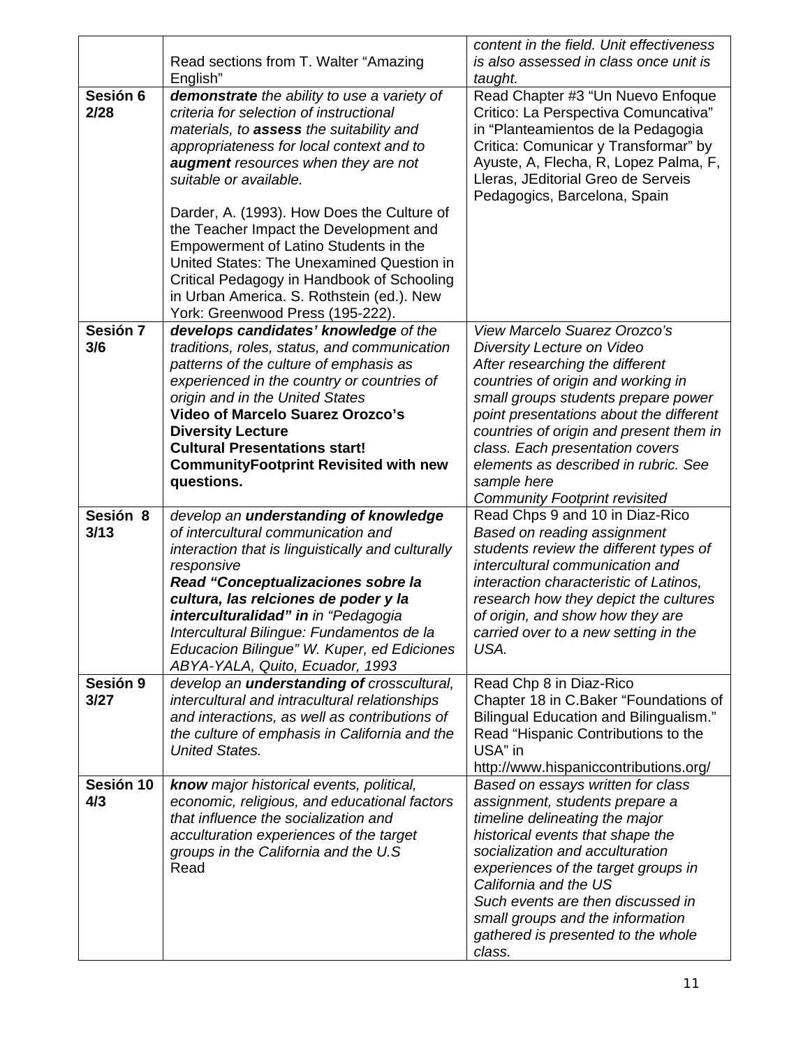| | | |
|---|---|---|
| | Read sections from T. Walter "Amazing English" | *content in the field. Unit effectiveness is also assessed in class once unit is taught.* |
| **Sesión 6 2/28** | ***demonstrate*** *the ability to use a variety of criteria for selection of instructional materials, to* ***assess*** *the suitability and appropriateness for local context and to* ***augment*** *resources when they are not suitable or available.*<br><br>Darder, A. (1993). How Does the Culture of the Teacher Impact the Development and Empowerment of Latino Students in the United States: The Unexamined Question in Critical Pedagogy in Handbook of Schooling in Urban America. S. Rothstein (ed.). New York: Greenwood Press (195-222). | Read Chapter #3 "Un Nuevo Enfoque Critico: La Perspectiva Comuncativa" in "Planteamientos de la Pedagogia Critica: Comunicar y Transformar" by Ayuste, A, Flecha, R, Lopez Palma, F, Lleras, JEditorial Greo de Serveis Pedagogics, Barcelona, Spain |
| **Sesión 7 3/6** | ***develops candidates' knowledge*** *of the traditions, roles, status, and communication patterns of the culture of emphasis as experienced in the country or countries of origin and in the United States*<br>**Video of Marcelo Suarez Orozco's Diversity Lecture**<br>**Cultural Presentations start!**<br>**CommunityFootprint Revisited with new questions.** | *View Marcelo Suarez Orozco's Diversity Lecture on Video*<br>*After researching the different countries of origin and working in small groups students prepare power point presentations about the different countries of origin and present them in class. Each presentation covers elements as described in rubric. See sample here*<br>*Community Footprint revisited* |
| **Sesión 8 3/13** | *develop an* ***understanding of knowledge*** *of intercultural communication and interaction that is linguistically and culturally responsive*<br>***Read "Conceptualizaciones sobre la cultura, las relciones de poder y la interculturalidad" in*** *in "Pedagogia Intercultural Bilingue: Fundamentos de la Educacion Bilingue" W. Kuper, ed Ediciones ABYA-YALA, Quito, Ecuador, 1993* | Read Chps 9 and 10 in Diaz-Rico<br>*Based on reading assignment students review the different types of intercultural communication and interaction characteristic of Latinos, research how they depict the cultures of origin, and show how they are carried over to a new setting in the USA.* |
| **Sesión 9 3/27** | *develop an* ***understanding of*** *crosscultural, intercultural and intracultural relationships and interactions, as well as contributions of the culture of emphasis in California and the United States.* | Read Chp 8 in Diaz-Rico<br>Chapter 18 in C.Baker "Foundations of Bilingual Education and Bilingualism."<br>Read "Hispanic Contributions to the USA" in http://www.hispaniccontributions.org/ |
| **Sesión 10 4/3** | ***know*** *major historical events, political, economic, religious, and educational factors that influence the socialization and acculturation experiences of the target groups in the California and the U.S*<br>Read | *Based on essays written for class assignment, students prepare a timeline delineating the major historical events that shape the socialization and acculturation experiences of the target groups in California and the US*<br>*Such events are then discussed in small groups and the information gathered is presented to the whole class.* |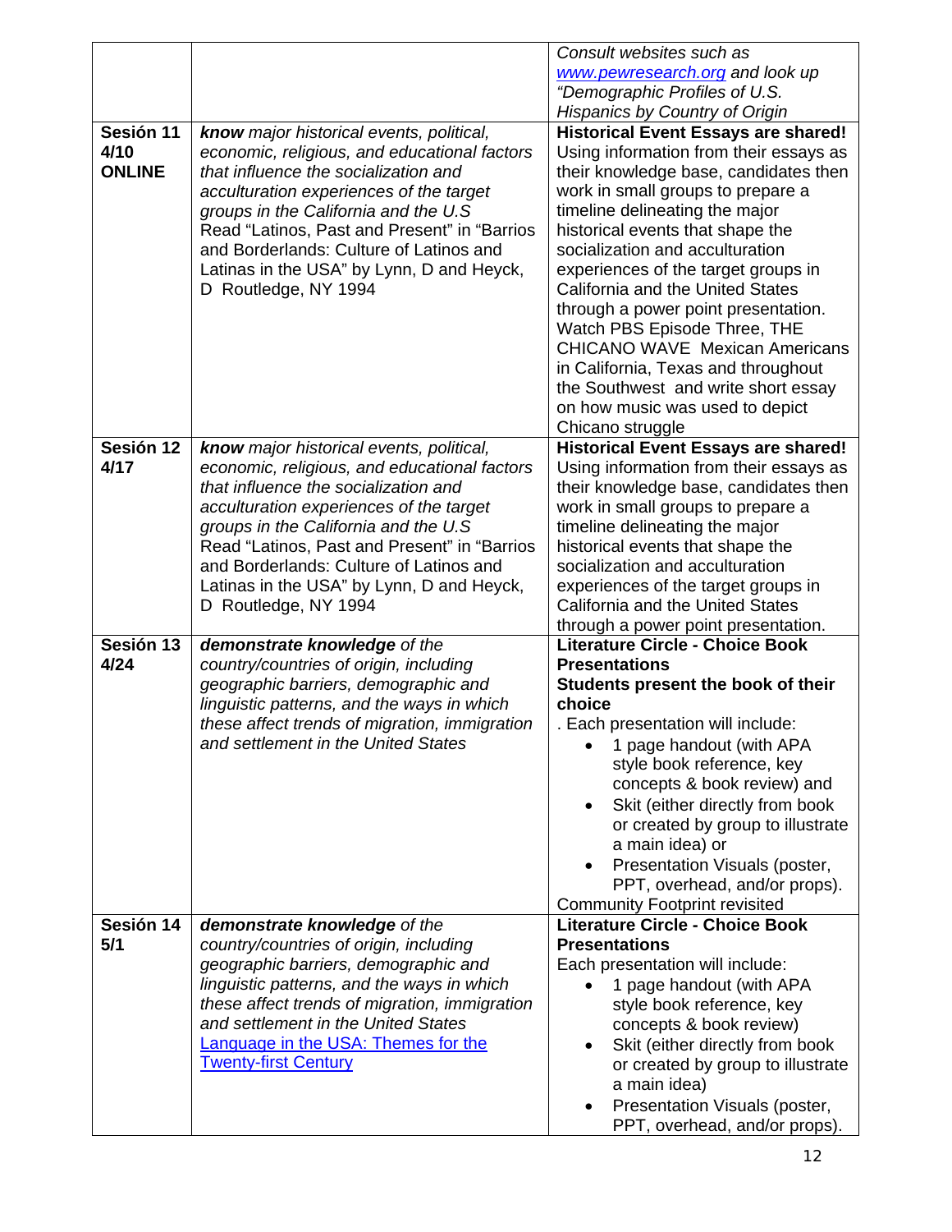| | | |
|---|---|---|
| | | *Consult websites such as [www.pewresearch.org](http://www.pewresearch.org) and look up "Demographic Profiles of U.S. Hispanics by Country of Origin* |
| **Sesión 11 4/10 ONLINE** | ***know*** *major historical events, political, economic, religious, and educational factors that influence the socialization and acculturation experiences of the target groups in the California and the U.S* Read "Latinos, Past and Present" in "Barrios and Borderlands: Culture of Latinos and Latinas in the USA" by Lynn, D and Heyck, D Routledge, NY 1994 | **Historical Event Essays are shared!** Using information from their essays as their knowledge base, candidates then work in small groups to prepare a timeline delineating the major historical events that shape the socialization and acculturation experiences of the target groups in California and the United States through a power point presentation. Watch PBS Episode Three, THE CHICANO WAVE Mexican Americans in California, Texas and throughout the Southwest and write short essay on how music was used to depict Chicano struggle |
| **Sesión 12 4/17** | ***know*** *major historical events, political, economic, religious, and educational factors that influence the socialization and acculturation experiences of the target groups in the California and the U.S* Read "Latinos, Past and Present" in "Barrios and Borderlands: Culture of Latinos and Latinas in the USA" by Lynn, D and Heyck, D Routledge, NY 1994 | **Historical Event Essays are shared!** Using information from their essays as their knowledge base, candidates then work in small groups to prepare a timeline delineating the major historical events that shape the socialization and acculturation experiences of the target groups in California and the United States through a power point presentation. |
| **Sesión 13 4/24** | ***demonstrate knowledge*** *of the country/countries of origin, including geographic barriers, demographic and linguistic patterns, and the ways in which these affect trends of migration, immigration and settlement in the United States* | **Literature Circle - Choice Book Presentations** **Students present the book of their choice** . Each presentation will include: <br>• 1 page handout (with APA style book reference, key concepts & book review) and <br>• Skit (either directly from book or created by group to illustrate a main idea) or <br>• Presentation Visuals (poster, PPT, overhead, and/or props). <br>Community Footprint revisited |
| **Sesión 14 5/1** | ***demonstrate knowledge*** *of the country/countries of origin, including geographic barriers, demographic and linguistic patterns, and the ways in which these affect trends of migration, immigration and settlement in the United States* [Language in the USA: Themes for the Twenty-first Century]() | **Literature Circle - Choice Book Presentations** Each presentation will include: <br>• 1 page handout (with APA style book reference, key concepts & book review) <br>• Skit (either directly from book or created by group to illustrate a main idea) <br>• Presentation Visuals (poster, PPT, overhead, and/or props). |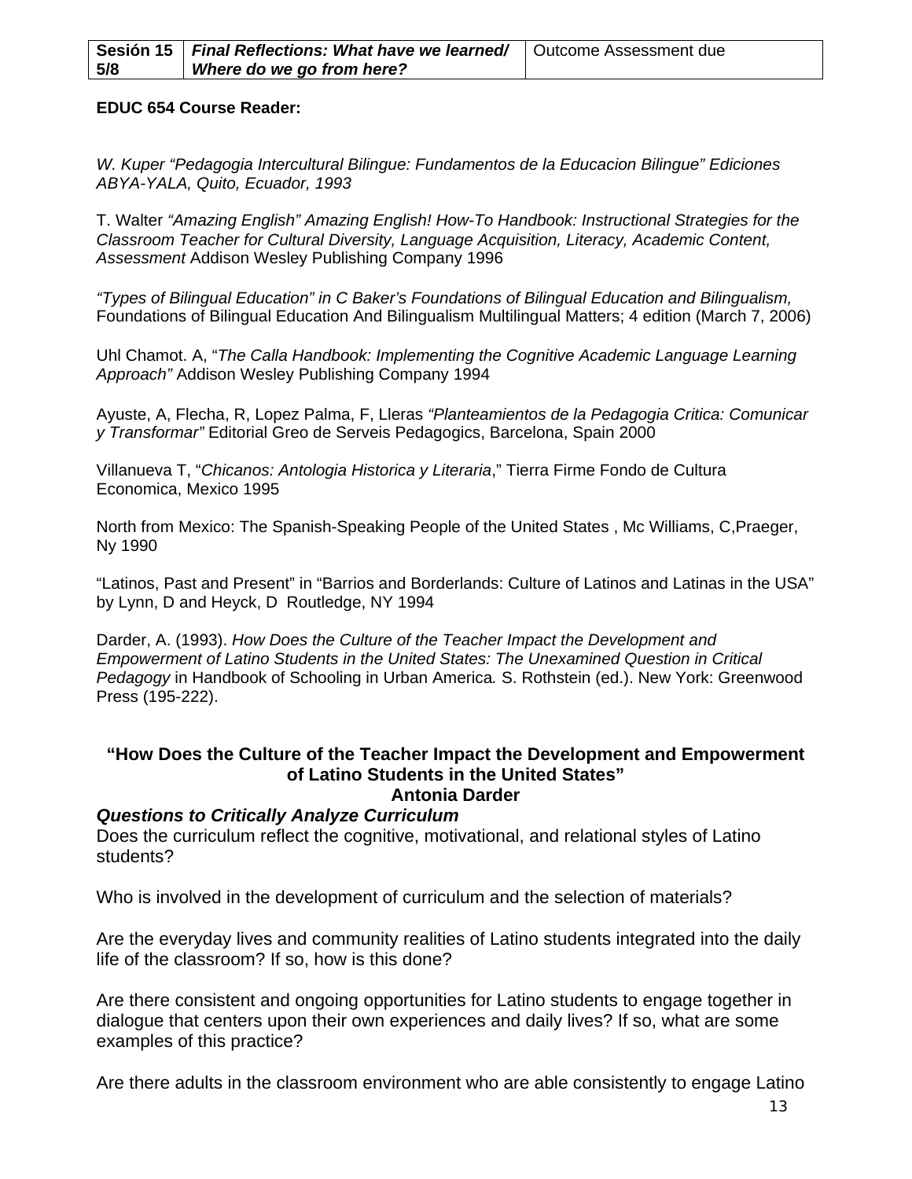| Sesión 15 5/8 | ***Final Reflections: What have we learned/ Where do we go from here?*** | Outcome Assessment due |
|---|---|---|

**EDUC 654 Course Reader:**

*W. Kuper "Pedagogia Intercultural Bilingue: Fundamentos de la Educacion Bilingue" Ediciones ABYA-YALA, Quito, Ecuador, 1993*

T. Walter *"Amazing English" Amazing English! How-To Handbook: Instructional Strategies for the Classroom Teacher for Cultural Diversity, Language Acquisition, Literacy, Academic Content, Assessment* Addison Wesley Publishing Company 1996

*"Types of Bilingual Education" in C Baker's Foundations of Bilingual Education and Bilingualism,* Foundations of Bilingual Education And Bilingualism Multilingual Matters; 4 edition (March 7, 2006)

Uhl Chamot. A, "*The Calla Handbook: Implementing the Cognitive Academic Language Learning Approach"* Addison Wesley Publishing Company 1994

Ayuste, A, Flecha, R, Lopez Palma, F, Lleras *"Planteamientos de la Pedagogia Critica: Comunicar y Transformar"* Editorial Greo de Serveis Pedagogics, Barcelona, Spain 2000

Villanueva T, "*Chicanos: Antologia Historica y Literaria*," Tierra Firme Fondo de Cultura Economica, Mexico 1995

North from Mexico: The Spanish-Speaking People of the United States , Mc Williams, C,Praeger, Ny 1990

"Latinos, Past and Present" in "Barrios and Borderlands: Culture of Latinos and Latinas in the USA" by Lynn, D and Heyck, D Routledge, NY 1994

Darder, A. (1993). *How Does the Culture of the Teacher Impact the Development and Empowerment of Latino Students in the United States: The Unexamined Question in Critical Pedagogy* in Handbook of Schooling in Urban America*.* S. Rothstein (ed.). New York: Greenwood Press (195-222).

## "How Does the Culture of the Teacher Impact the Development and Empowerment of Latino Students in the United States"
## Antonia Darder

### *Questions to Critically Analyze Curriculum*

Does the curriculum reflect the cognitive, motivational, and relational styles of Latino students?

Who is involved in the development of curriculum and the selection of materials?

Are the everyday lives and community realities of Latino students integrated into the daily life of the classroom? If so, how is this done?

Are there consistent and ongoing opportunities for Latino students to engage together in dialogue that centers upon their own experiences and daily lives? If so, what are some examples of this practice?

Are there adults in the classroom environment who are able consistently to engage Latino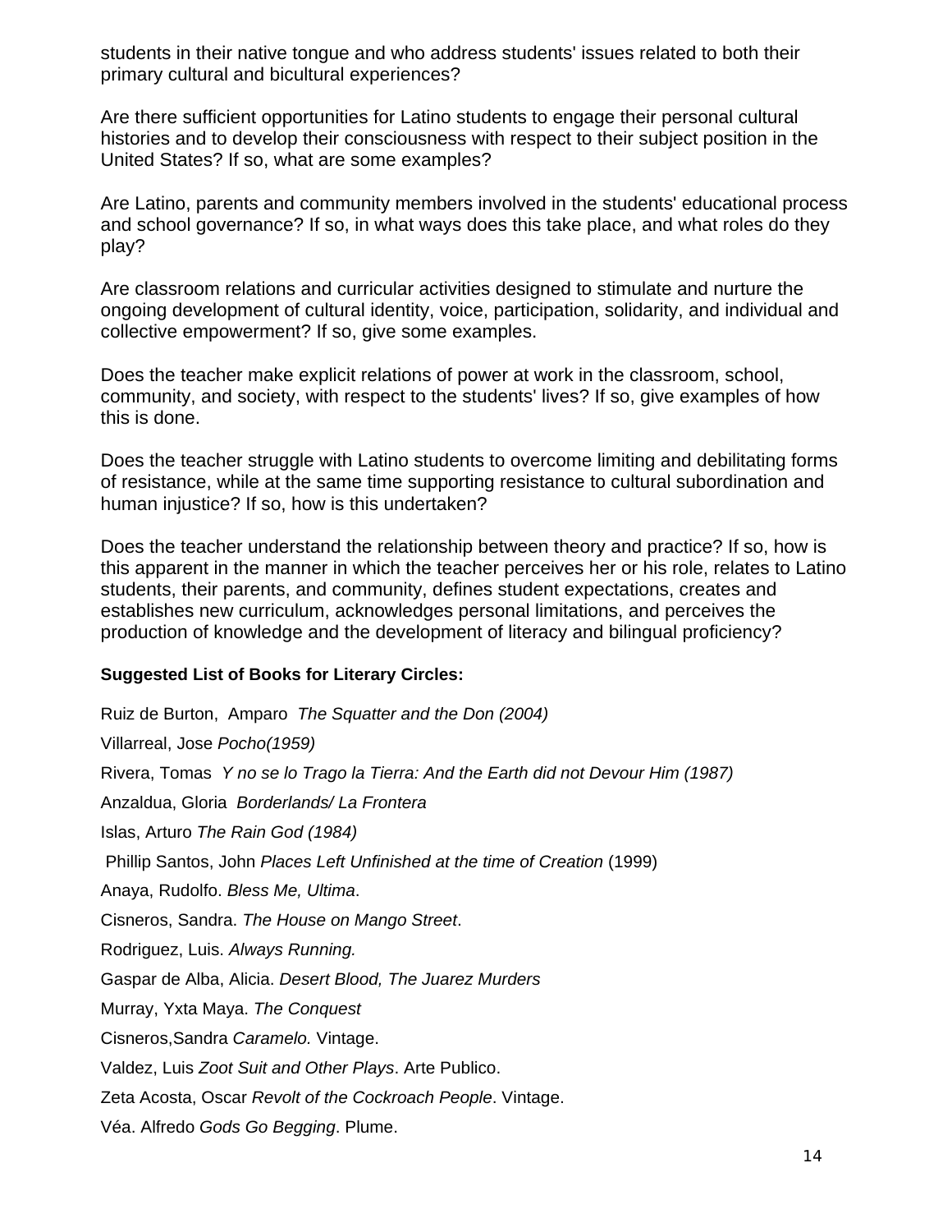students in their native tongue and who address students' issues related to both their primary cultural and bicultural experiences?

Are there sufficient opportunities for Latino students to engage their personal cultural histories and to develop their consciousness with respect to their subject position in the United States? If so, what are some examples?

Are Latino, parents and community members involved in the students' educational process and school governance? If so, in what ways does this take place, and what roles do they play?

Are classroom relations and curricular activities designed to stimulate and nurture the ongoing development of cultural identity, voice, participation, solidarity, and individual and collective empowerment? If so, give some examples.

Does the teacher make explicit relations of power at work in the classroom, school, community, and society, with respect to the students' lives? If so, give examples of how this is done.

Does the teacher struggle with Latino students to overcome limiting and debilitating forms of resistance, while at the same time supporting resistance to cultural subordination and human injustice? If so, how is this undertaken?

Does the teacher understand the relationship between theory and practice? If so, how is this apparent in the manner in which the teacher perceives her or his role, relates to Latino students, their parents, and community, defines student expectations, creates and establishes new curriculum, acknowledges personal limitations, and perceives the production of knowledge and the development of literacy and bilingual proficiency?

**Suggested List of Books for Literary Circles:**

Ruiz de Burton, Amparo *The Squatter and the Don (2004)*

Villarreal, Jose *Pocho(1959)*

Rivera, Tomas *Y no se lo Trago la Tierra: And the Earth did not Devour Him (1987)*

Anzaldua, Gloria *Borderlands/ La Frontera*

Islas, Arturo *The Rain God (1984)*

Phillip Santos, John *Places Left Unfinished at the time of Creation* (1999)

Anaya, Rudolfo. *Bless Me, Ultima*.

Cisneros, Sandra. *The House on Mango Street*.

Rodriguez, Luis. *Always Running.*

Gaspar de Alba, Alicia. *Desert Blood, The Juarez Murders*

Murray, Yxta Maya. *The Conquest*

Cisneros,Sandra *Caramelo.* Vintage.

Valdez, Luis *Zoot Suit and Other Plays*. Arte Publico.

Zeta Acosta, Oscar *Revolt of the Cockroach People*. Vintage.

Véa. Alfredo *Gods Go Begging*. Plume.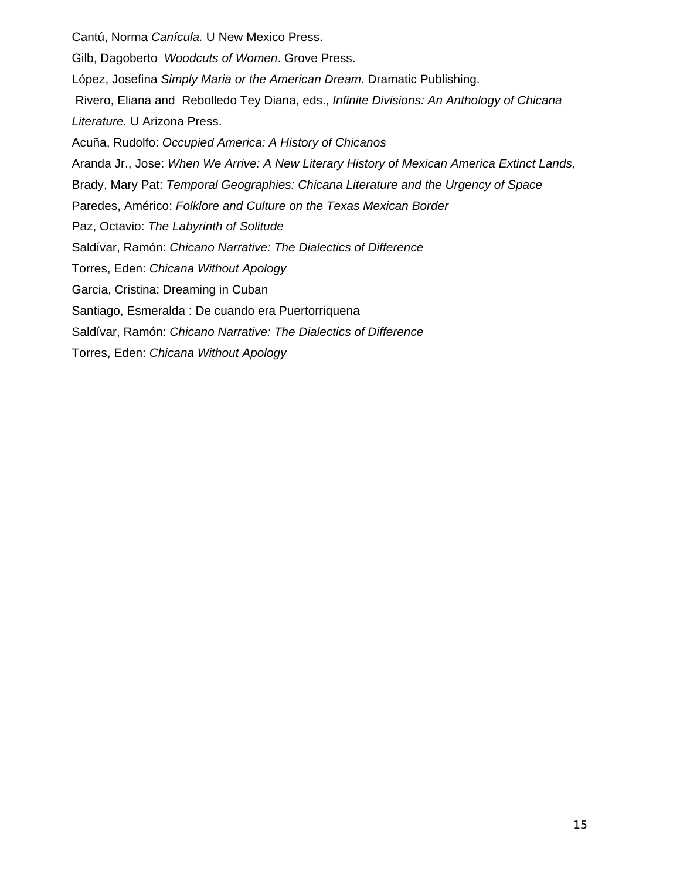Cantú, Norma *Canícula.* U New Mexico Press.

Gilb, Dagoberto *Woodcuts of Women*. Grove Press.

López, Josefina *Simply Maria or the American Dream*. Dramatic Publishing.

Rivero, Eliana and Rebolledo Tey Diana, eds., *Infinite Divisions: An Anthology of Chicana Literature.* U Arizona Press.

Acuña, Rudolfo: *Occupied America: A History of Chicanos*

Aranda Jr., Jose: *When We Arrive: A New Literary History of Mexican America Extinct Lands,*

Brady, Mary Pat: *Temporal Geographies: Chicana Literature and the Urgency of Space*

Paredes, Américo: *Folklore and Culture on the Texas Mexican Border*

Paz, Octavio: *The Labyrinth of Solitude*

Saldívar, Ramón: *Chicano Narrative: The Dialectics of Difference*

Torres, Eden: *Chicana Without Apology*

Garcia, Cristina: Dreaming in Cuban

Santiago, Esmeralda : De cuando era Puertorriquena

Saldívar, Ramón: *Chicano Narrative: The Dialectics of Difference*

Torres, Eden: *Chicana Without Apology*